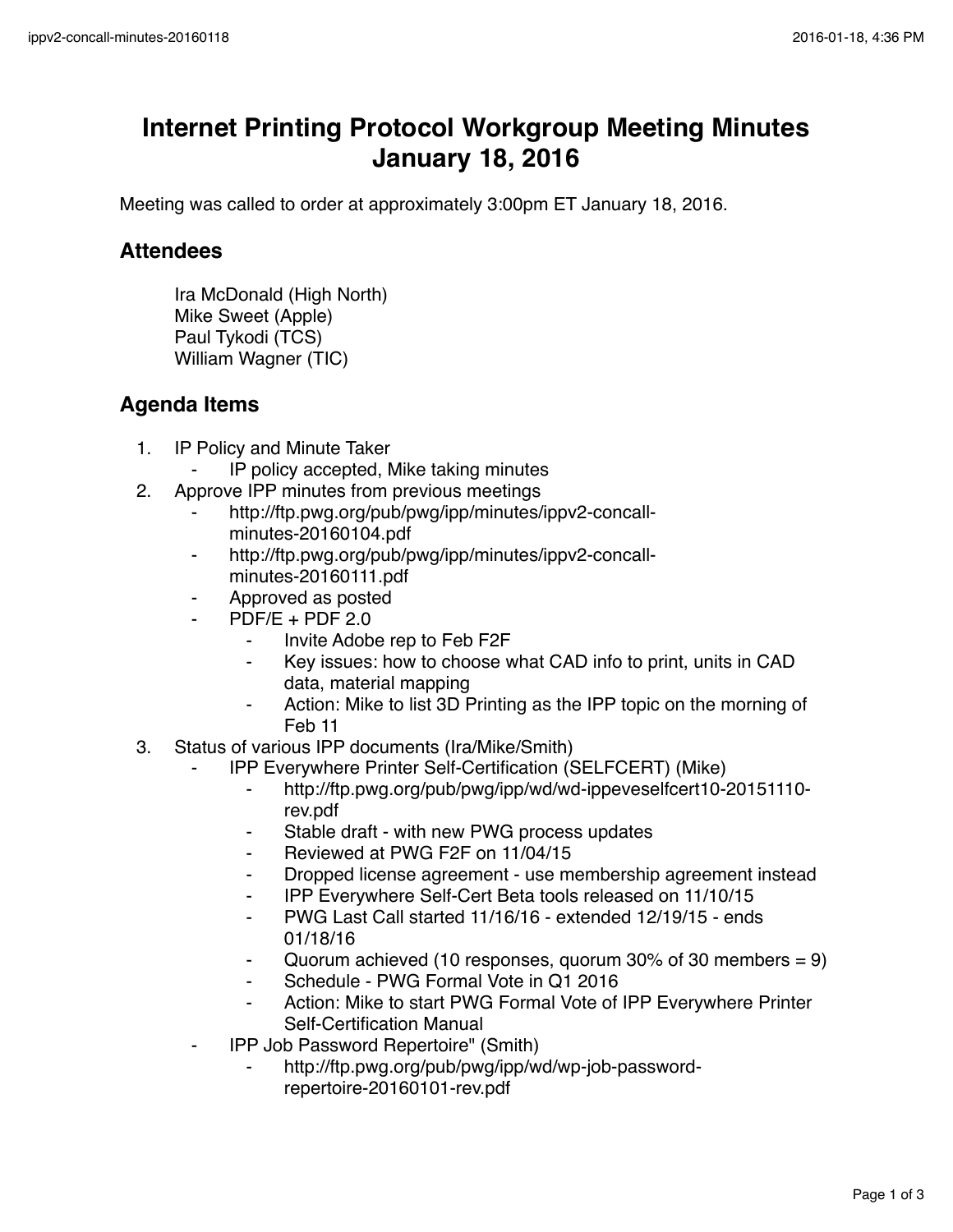# Internet Printing Protocol Workgroup Meeting Minutes January 18, 2016

Meeting was called to order at approximately 3:00pm ET January 18, 2016.

## Attendees

Ira McDonald (High North)
Mike Sweet (Apple)
Paul Tykodi (TCS)
William Wagner (TIC)

## Agenda Items

1. IP Policy and Minute Taker
    - IP policy accepted, Mike taking minutes
2. Approve IPP minutes from previous meetings
    - http://ftp.pwg.org/pub/pwg/ipp/minutes/ippv2-concall-minutes-20160104.pdf
    - http://ftp.pwg.org/pub/pwg/ipp/minutes/ippv2-concall-minutes-20160111.pdf
    - Approved as posted
    - PDF/E + PDF 2.0
        - Invite Adobe rep to Feb F2F
        - Key issues: how to choose what CAD info to print, units in CAD data, material mapping
        - Action: Mike to list 3D Printing as the IPP topic on the morning of Feb 11
3. Status of various IPP documents (Ira/Mike/Smith)
    - IPP Everywhere Printer Self-Certification (SELFCERT) (Mike)
        - http://ftp.pwg.org/pub/pwg/ipp/wd/wd-ippeveselfcert10-20151110-rev.pdf
        - Stable draft - with new PWG process updates
        - Reviewed at PWG F2F on 11/04/15
        - Dropped license agreement - use membership agreement instead
        - IPP Everywhere Self-Cert Beta tools released on 11/10/15
        - PWG Last Call started 11/16/16 - extended 12/19/15 - ends 01/18/16
        - Quorum achieved (10 responses, quorum 30% of 30 members = 9)
        - Schedule - PWG Formal Vote in Q1 2016
        - Action: Mike to start PWG Formal Vote of IPP Everywhere Printer Self-Certification Manual
    - IPP Job Password Repertoire" (Smith)
        - http://ftp.pwg.org/pub/pwg/ipp/wd/wp-job-password-repertoire-20160101-rev.pdf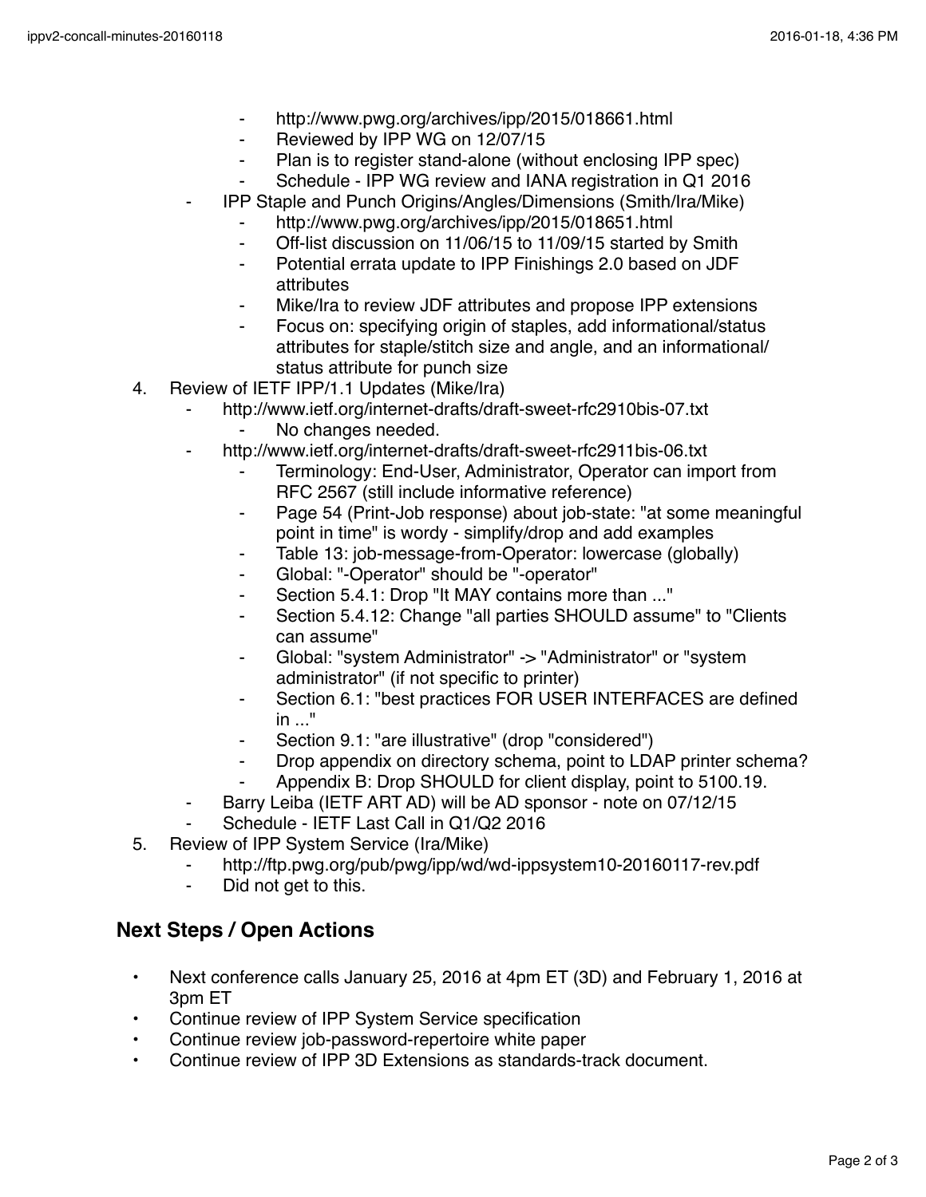- http://www.pwg.org/archives/ipp/2015/018661.html
        - Reviewed by IPP WG on 12/07/15
        - Plan is to register stand-alone (without enclosing IPP spec)
        - Schedule - IPP WG review and IANA registration in Q1 2016
    - IPP Staple and Punch Origins/Angles/Dimensions (Smith/Ira/Mike)
        - http://www.pwg.org/archives/ipp/2015/018651.html
        - Off-list discussion on 11/06/15 to 11/09/15 started by Smith
        - Potential errata update to IPP Finishings 2.0 based on JDF attributes
        - Mike/Ira to review JDF attributes and propose IPP extensions
        - Focus on: specifying origin of staples, add informational/status attributes for staple/stitch size and angle, and an informational/status attribute for punch size
4. Review of IETF IPP/1.1 Updates (Mike/Ira)
    - http://www.ietf.org/internet-drafts/draft-sweet-rfc2910bis-07.txt
        - No changes needed.
    - http://www.ietf.org/internet-drafts/draft-sweet-rfc2911bis-06.txt
        - Terminology: End-User, Administrator, Operator can import from RFC 2567 (still include informative reference)
        - Page 54 (Print-Job response) about job-state: "at some meaningful point in time" is wordy - simplify/drop and add examples
        - Table 13: job-message-from-Operator: lowercase (globally)
        - Global: "-Operator" should be "-operator"
        - Section 5.4.1: Drop "It MAY contains more than ..."
        - Section 5.4.12: Change "all parties SHOULD assume" to "Clients can assume"
        - Global: "system Administrator" -> "Administrator" or "system administrator" (if not specific to printer)
        - Section 6.1: "best practices FOR USER INTERFACES are defined in ..."
        - Section 9.1: "are illustrative" (drop "considered")
        - Drop appendix on directory schema, point to LDAP printer schema?
        - Appendix B: Drop SHOULD for client display, point to 5100.19.
    - Barry Leiba (IETF ART AD) will be AD sponsor - note on 07/12/15
    - Schedule - IETF Last Call in Q1/Q2 2016
5. Review of IPP System Service (Ira/Mike)
    - http://ftp.pwg.org/pub/pwg/ipp/wd/wd-ippsystem10-20160117-rev.pdf
    - Did not get to this.

## Next Steps / Open Actions

- Next conference calls January 25, 2016 at 4pm ET (3D) and February 1, 2016 at 3pm ET
- Continue review of IPP System Service specification
- Continue review job-password-repertoire white paper
- Continue review of IPP 3D Extensions as standards-track document.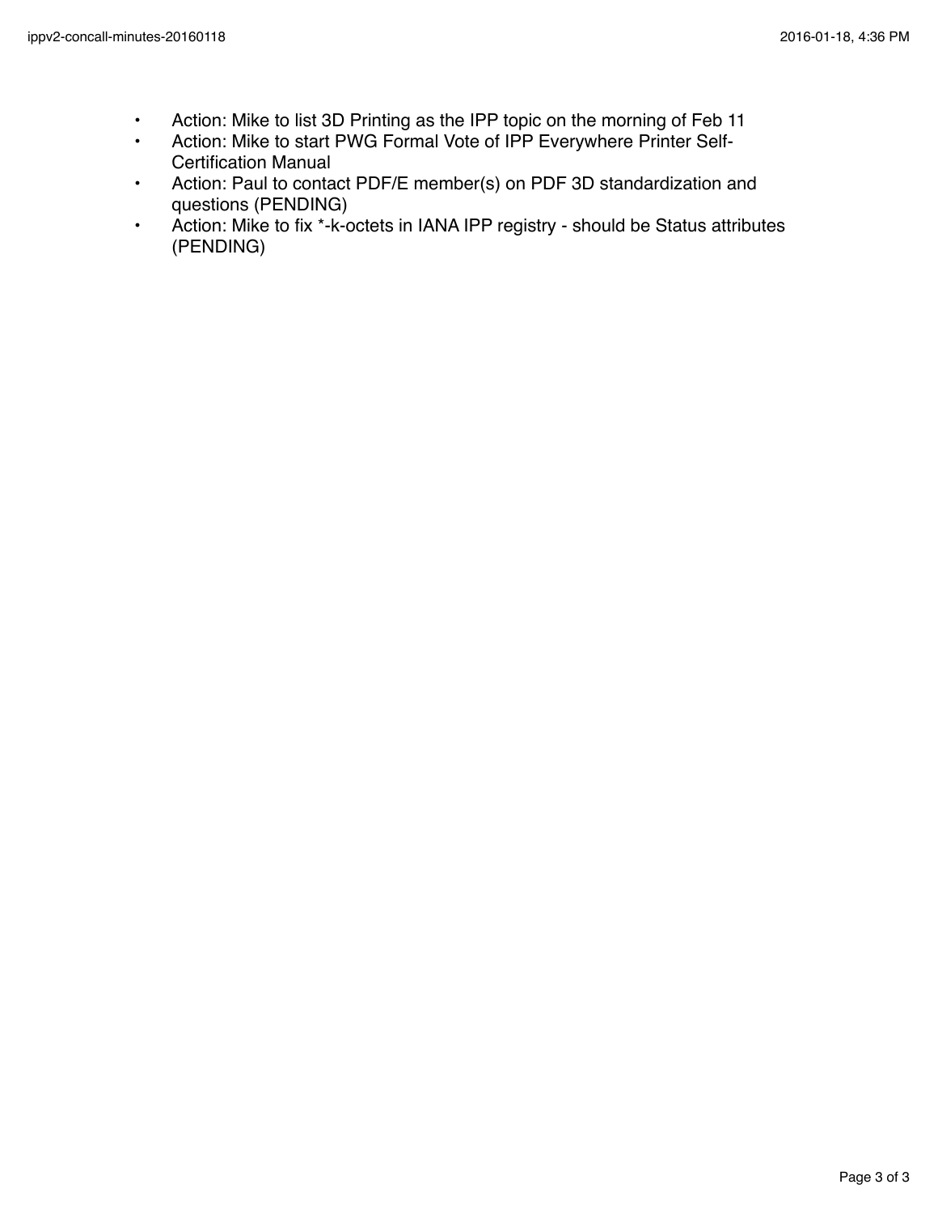- Action: Mike to list 3D Printing as the IPP topic on the morning of Feb 11
- Action: Mike to start PWG Formal Vote of IPP Everywhere Printer Self-Certification Manual
- Action: Paul to contact PDF/E member(s) on PDF 3D standardization and questions (PENDING)
- Action: Mike to fix *-k-octets in IANA IPP registry - should be Status attributes (PENDING)